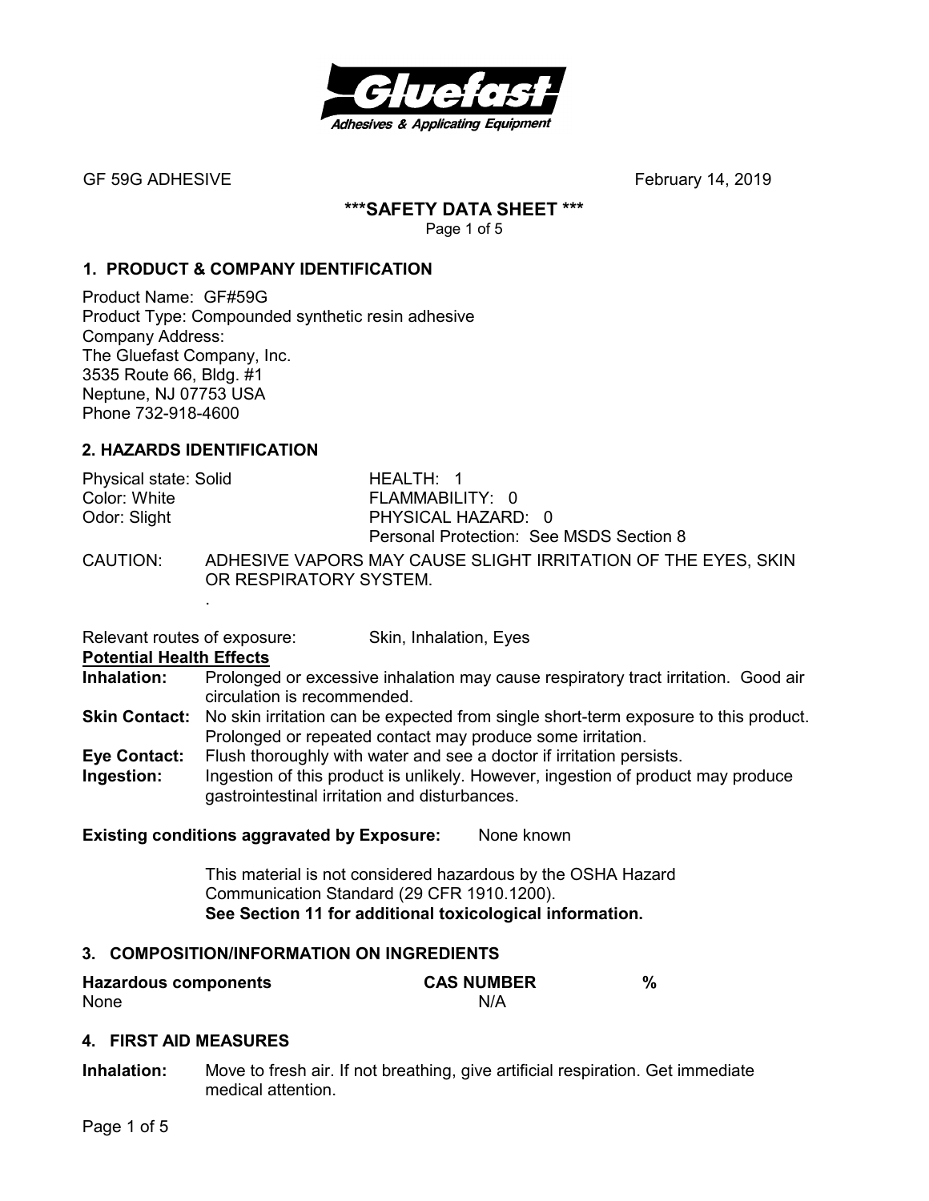**Gluefast**
*Adhesives & Applicating Equipment*

GF 59G ADHESIVE February 14, 2019

# ***SAFETY DATA SHEET ***

## 1. PRODUCT & COMPANY IDENTIFICATION

Product Name: GF#59G
Product Type: Compounded synthetic resin adhesive
Company Address:
The Gluefast Company, Inc.
3535 Route 66, Bldg. #1
Neptune, NJ 07753 USA
Phone 732-918-4600

## 2. HAZARDS IDENTIFICATION

| | |
|---|---|
| Physical state: Solid | HEALTH: 1 |
| Color: White | FLAMMABILITY: 0 |
| Odor: Slight | PHYSICAL HAZARD: 0 |
| | Personal Protection: See MSDS Section 8 |

CAUTION: ADHESIVE VAPORS MAY CAUSE SLIGHT IRRITATION OF THE EYES, SKIN OR RESPIRATORY SYSTEM.

Relevant routes of exposure: Skin, Inhalation, Eyes

**Potential Health Effects**

**Inhalation:** Prolonged or excessive inhalation may cause respiratory tract irritation. Good air circulation is recommended.

**Skin Contact:** No skin irritation can be expected from single short-term exposure to this product. Prolonged or repeated contact may produce some irritation.

**Eye Contact:** Flush thoroughly with water and see a doctor if irritation persists.

**Ingestion:** Ingestion of this product is unlikely. However, ingestion of product may produce gastrointestinal irritation and disturbances.

**Existing conditions aggravated by Exposure:** None known

This material is not considered hazardous by the OSHA Hazard Communication Standard (29 CFR 1910.1200).
**See Section 11 for additional toxicological information.**

## 3. COMPOSITION/INFORMATION ON INGREDIENTS

| Hazardous components | CAS NUMBER | % |
|---|---|---|
| None | N/A | |

## 4. FIRST AID MEASURES

**Inhalation:** Move to fresh air. If not breathing, give artificial respiration. Get immediate medical attention.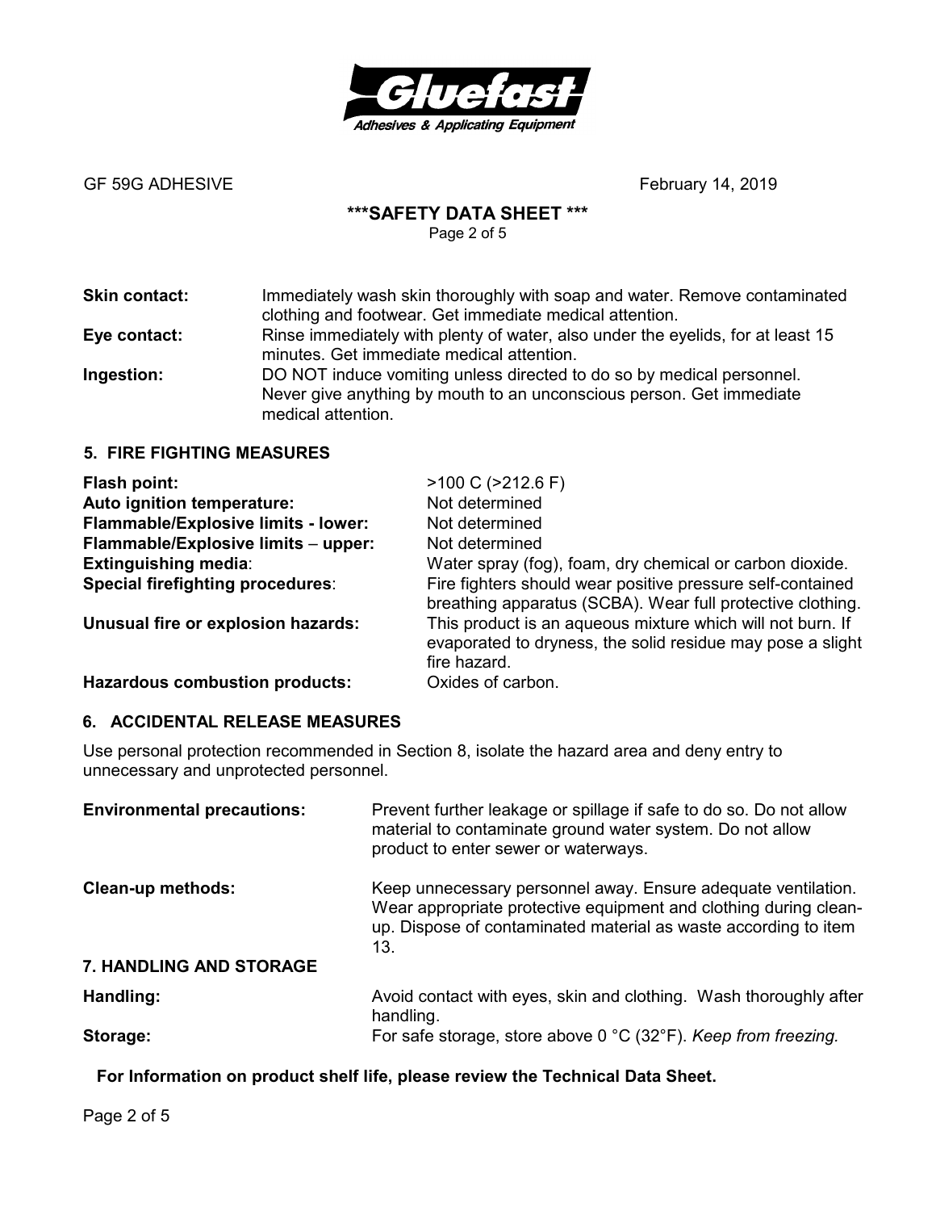**Skin contact:** Immediately wash skin thoroughly with soap and water. Remove contaminated clothing and footwear. Get immediate medical attention.

**Eye contact:** Rinse immediately with plenty of water, also under the eyelids, for at least 15 minutes. Get immediate medical attention.

**Ingestion:** DO NOT induce vomiting unless directed to do so by medical personnel. Never give anything by mouth to an unconscious person. Get immediate medical attention.

## 5. FIRE FIGHTING MEASURES

**Flash point:** >100 C (>212.6 F)

**Auto ignition temperature:** Not determined

**Flammable/Explosive limits - lower:** Not determined

**Flammable/Explosive limits – upper:** Not determined

**Extinguishing media**: Water spray (fog), foam, dry chemical or carbon dioxide.

**Special firefighting procedures**: Fire fighters should wear positive pressure self-contained breathing apparatus (SCBA). Wear full protective clothing.

**Unusual fire or explosion hazards:** This product is an aqueous mixture which will not burn. If evaporated to dryness, the solid residue may pose a slight fire hazard.

**Hazardous combustion products:** Oxides of carbon.

## 6. ACCIDENTAL RELEASE MEASURES

Use personal protection recommended in Section 8, isolate the hazard area and deny entry to unnecessary and unprotected personnel.

**Environmental precautions:** Prevent further leakage or spillage if safe to do so. Do not allow material to contaminate ground water system. Do not allow product to enter sewer or waterways.

**Clean-up methods:** Keep unnecessary personnel away. Ensure adequate ventilation. Wear appropriate protective equipment and clothing during clean-up. Dispose of contaminated material as waste according to item 13.

## 7. HANDLING AND STORAGE

**Handling:** Avoid contact with eyes, skin and clothing. Wash thoroughly after handling.

**Storage:** For safe storage, store above 0 °C (32°F). *Keep from freezing.*

**For Information on product shelf life, please review the Technical Data Sheet.**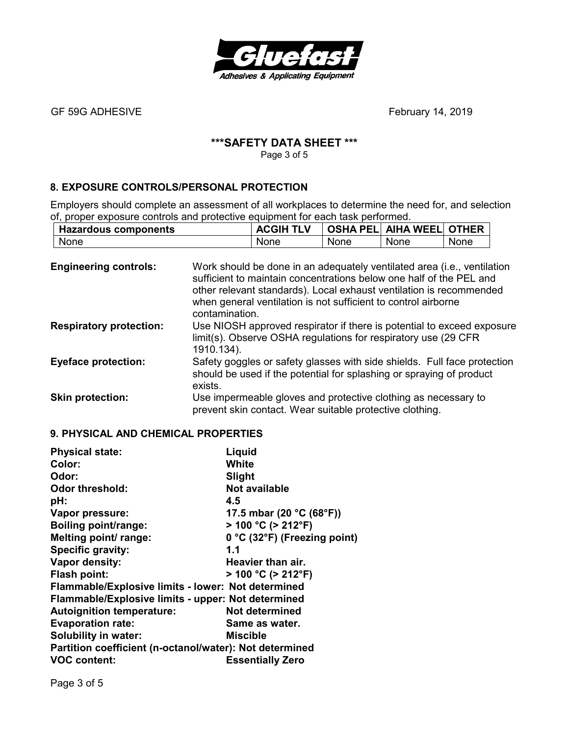GF 59G ADHESIVE February 14, 2019

**\*\*\*SAFETY DATA SHEET \*\*\***

## 8. EXPOSURE CONTROLS/PERSONAL PROTECTION

Employers should complete an assessment of all workplaces to determine the need for, and selection of, proper exposure controls and protective equipment for each task performed.

| Hazardous components | ACGIH TLV | OSHA PEL | AIHA WEEL | OTHER |
|---|---|---|---|---|
| None | None | None | None | None |

**Engineering controls:** Work should be done in an adequately ventilated area (i.e., ventilation sufficient to maintain concentrations below one half of the PEL and other relevant standards). Local exhaust ventilation is recommended when general ventilation is not sufficient to control airborne contamination.

**Respiratory protection:** Use NIOSH approved respirator if there is potential to exceed exposure limit(s). Observe OSHA regulations for respiratory use (29 CFR 1910.134).

**Eyeface protection:** Safety goggles or safety glasses with side shields. Full face protection should be used if the potential for splashing or spraying of product exists.

**Skin protection:** Use impermeable gloves and protective clothing as necessary to prevent skin contact. Wear suitable protective clothing.

## 9. PHYSICAL AND CHEMICAL PROPERTIES

**Physical state:** **Liquid**
**Color:** **White**
**Odor:** **Slight**
**Odor threshold:** **Not available**
**pH:** **4.5**
**Vapor pressure:** **17.5 mbar (20 °C (68°F))**
**Boiling point/range:** **> 100 °C (> 212°F)**
**Melting point/ range:** **0 °C (32°F) (Freezing point)**
**Specific gravity:** **1.1**
**Vapor density:** **Heavier than air.**
**Flash point:** **> 100 °C (> 212°F)**
**Flammable/Explosive limits - lower: Not determined**
**Flammable/Explosive limits - upper: Not determined**
**Autoignition temperature:** **Not determined**
**Evaporation rate:** **Same as water.**
**Solubility in water:** **Miscible**
**Partition coefficient (n-octanol/water): Not determined**
**VOC content:** **Essentially Zero**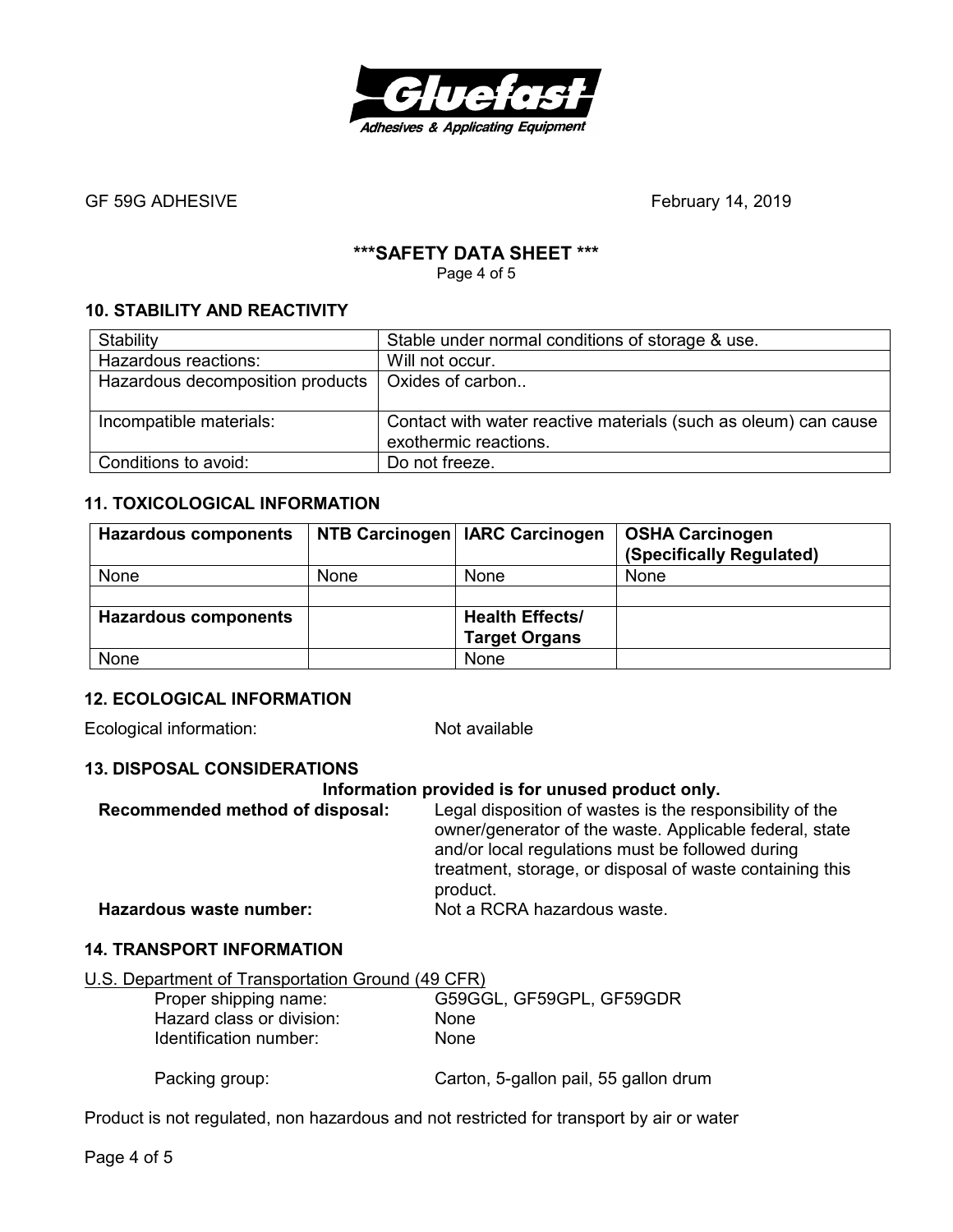GF 59G ADHESIVE February 14, 2019

## \*\*\*SAFETY DATA SHEET \*\*\*

### 10. STABILITY AND REACTIVITY

| Stability | Stable under normal conditions of storage & use. |
|---|---|
| Hazardous reactions: | Will not occur. |
| Hazardous decomposition products | Oxides of carbon.. |
| Incompatible materials: | Contact with water reactive materials (such as oleum) can cause exothermic reactions. |
| Conditions to avoid: | Do not freeze. |

### 11. TOXICOLOGICAL INFORMATION

| **Hazardous components** | **NTB Carcinogen** | **IARC Carcinogen** | **OSHA Carcinogen (Specifically Regulated)** |
|---|---|---|---|
| None | None | None | None |
| | | | |
| **Hazardous components** | | **Health Effects/ Target Organs** | |
| None | | None | |

### 12. ECOLOGICAL INFORMATION

Ecological information: Not available

### 13. DISPOSAL CONSIDERATIONS

**Information provided is for unused product only.**

**Recommended method of disposal:** Legal disposition of wastes is the responsibility of the owner/generator of the waste. Applicable federal, state and/or local regulations must be followed during treatment, storage, or disposal of waste containing this product.

**Hazardous waste number:** Not a RCRA hazardous waste.

### 14. TRANSPORT INFORMATION

U.S. Department of Transportation Ground (49 CFR)

Proper shipping name: G59GGL, GF59GPL, GF59GDR
Hazard class or division: None
Identification number: None

Packing group: Carton, 5-gallon pail, 55 gallon drum

Product is not regulated, non hazardous and not restricted for transport by air or water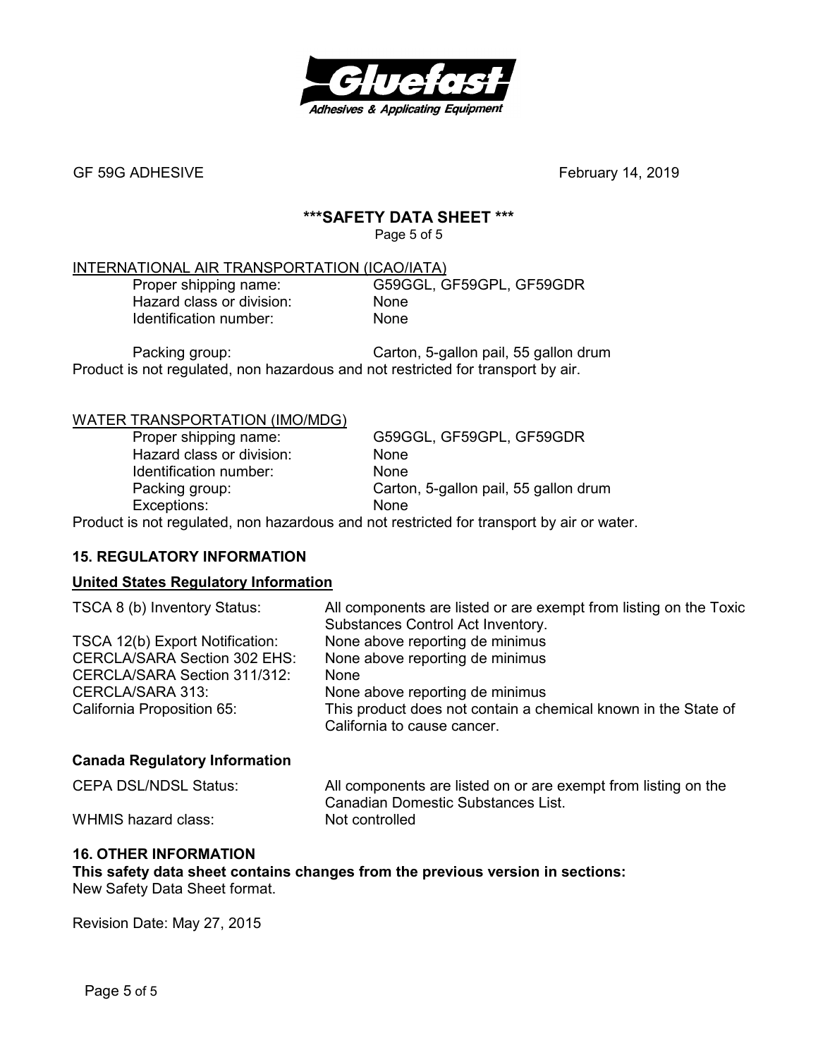GF 59G ADHESIVE February 14, 2019

**\*\*\*SAFETY DATA SHEET \*\*\***

INTERNATIONAL AIR TRANSPORTATION (ICAO/IATA)

| | |
|---|---|
| Proper shipping name: | G59GGL, GF59GPL, GF59GDR |
| Hazard class or division: | None |
| Identification number: | None |
| Packing group: | Carton, 5-gallon pail, 55 gallon drum |

Product is not regulated, non hazardous and not restricted for transport by air.

WATER TRANSPORTATION (IMO/MDG)

| | |
|---|---|
| Proper shipping name: | G59GGL, GF59GPL, GF59GDR |
| Hazard class or division: | None |
| Identification number: | None |
| Packing group: | Carton, 5-gallon pail, 55 gallon drum |
| Exceptions: | None |

Product is not regulated, non hazardous and not restricted for transport by air or water.

## 15. REGULATORY INFORMATION

### United States Regulatory Information

| | |
|---|---|
| TSCA 8 (b) Inventory Status: | All components are listed or are exempt from listing on the Toxic Substances Control Act Inventory. |
| TSCA 12(b) Export Notification: | None above reporting de minimus |
| CERCLA/SARA Section 302 EHS: | None above reporting de minimus |
| CERCLA/SARA Section 311/312: | None |
| CERCLA/SARA 313: | None above reporting de minimus |
| California Proposition 65: | This product does not contain a chemical known in the State of California to cause cancer. |

### Canada Regulatory Information

| | |
|---|---|
| CEPA DSL/NDSL Status: | All components are listed on or are exempt from listing on the Canadian Domestic Substances List. |
| WHMIS hazard class: | Not controlled |

## 16. OTHER INFORMATION

**This safety data sheet contains changes from the previous version in sections:**
New Safety Data Sheet format.

Revision Date: May 27, 2015